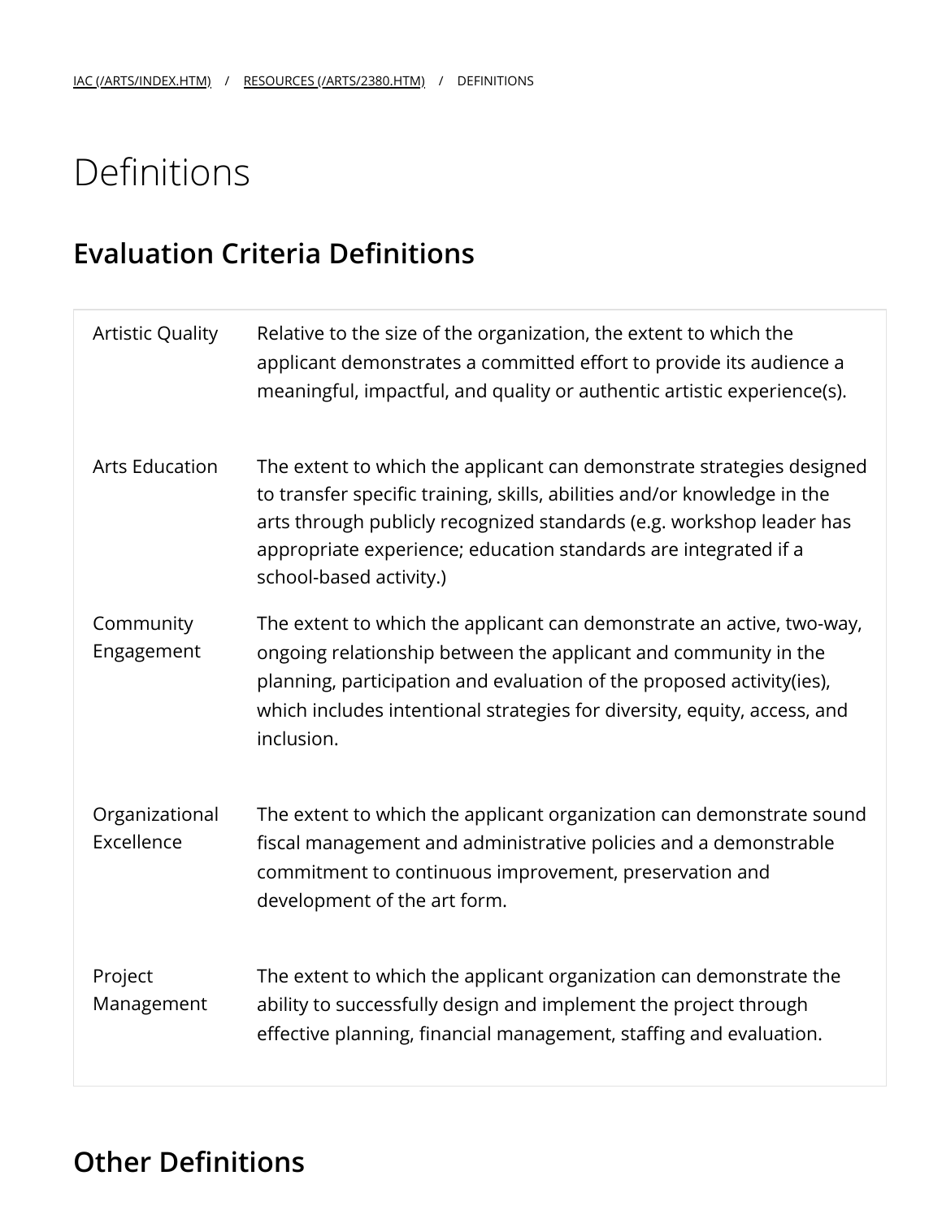IAC (/ARTS/INDEX.HTM) / RESOURCES (/ARTS/2380.HTM) / DEFINITIONS

# Definitions

## Evaluation Criteria Definitions

| | |
|---|---|
| Artistic Quality | Relative to the size of the organization, the extent to which the applicant demonstrates a committed effort to provide its audience a meaningful, impactful, and quality or authentic artistic experience(s). |
| Arts Education | The extent to which the applicant can demonstrate strategies designed to transfer specific training, skills, abilities and/or knowledge in the arts through publicly recognized standards (e.g. workshop leader has appropriate experience; education standards are integrated if a school-based activity.) |
| Community Engagement | The extent to which the applicant can demonstrate an active, two-way, ongoing relationship between the applicant and community in the planning, participation and evaluation of the proposed activity(ies), which includes intentional strategies for diversity, equity, access, and inclusion. |
| Organizational Excellence | The extent to which the applicant organization can demonstrate sound fiscal management and administrative policies and a demonstrable commitment to continuous improvement, preservation and development of the art form. |
| Project Management | The extent to which the applicant organization can demonstrate the ability to successfully design and implement the project through effective planning, financial management, staffing and evaluation. |

## Other Definitions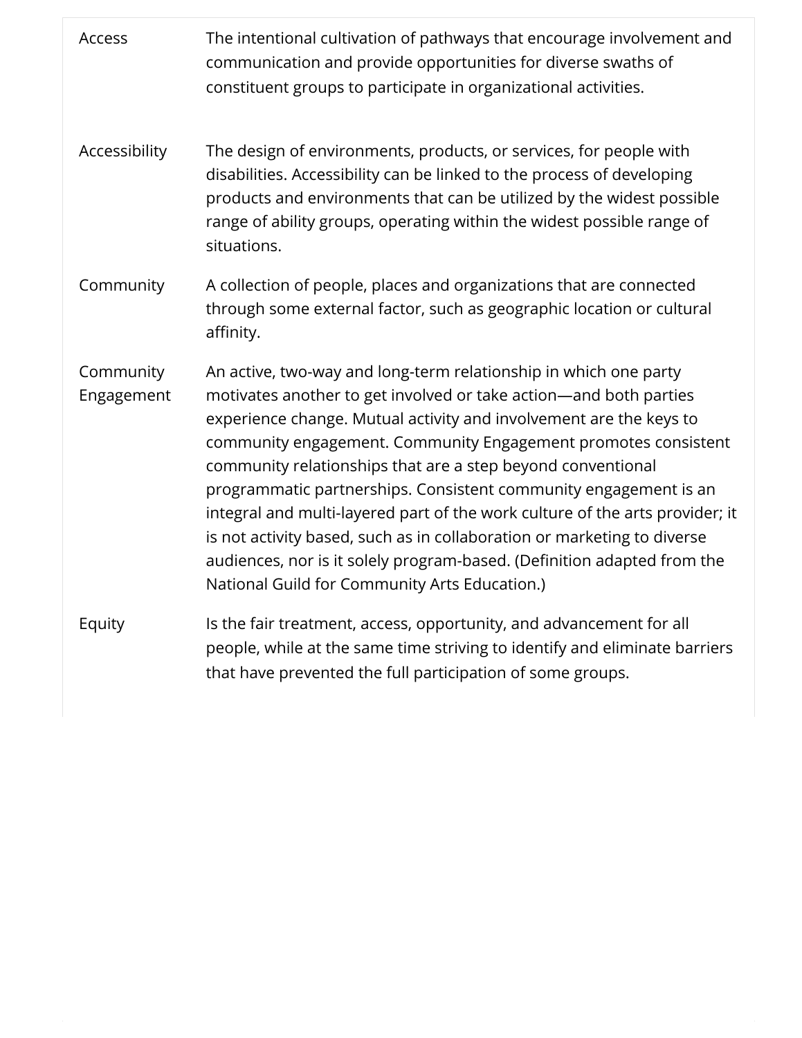| | |
|---|---|
| Access | The intentional cultivation of pathways that encourage involvement and communication and provide opportunities for diverse swaths of constituent groups to participate in organizational activities. |
| Accessibility | The design of environments, products, or services, for people with disabilities. Accessibility can be linked to the process of developing products and environments that can be utilized by the widest possible range of ability groups, operating within the widest possible range of situations. |
| Community | A collection of people, places and organizations that are connected through some external factor, such as geographic location or cultural affinity. |
| Community Engagement | An active, two-way and long-term relationship in which one party motivates another to get involved or take action—and both parties experience change. Mutual activity and involvement are the keys to community engagement. Community Engagement promotes consistent community relationships that are a step beyond conventional programmatic partnerships. Consistent community engagement is an integral and multi-layered part of the work culture of the arts provider; it is not activity based, such as in collaboration or marketing to diverse audiences, nor is it solely program-based. (Definition adapted from the National Guild for Community Arts Education.) |
| Equity | Is the fair treatment, access, opportunity, and advancement for all people, while at the same time striving to identify and eliminate barriers that have prevented the full participation of some groups. |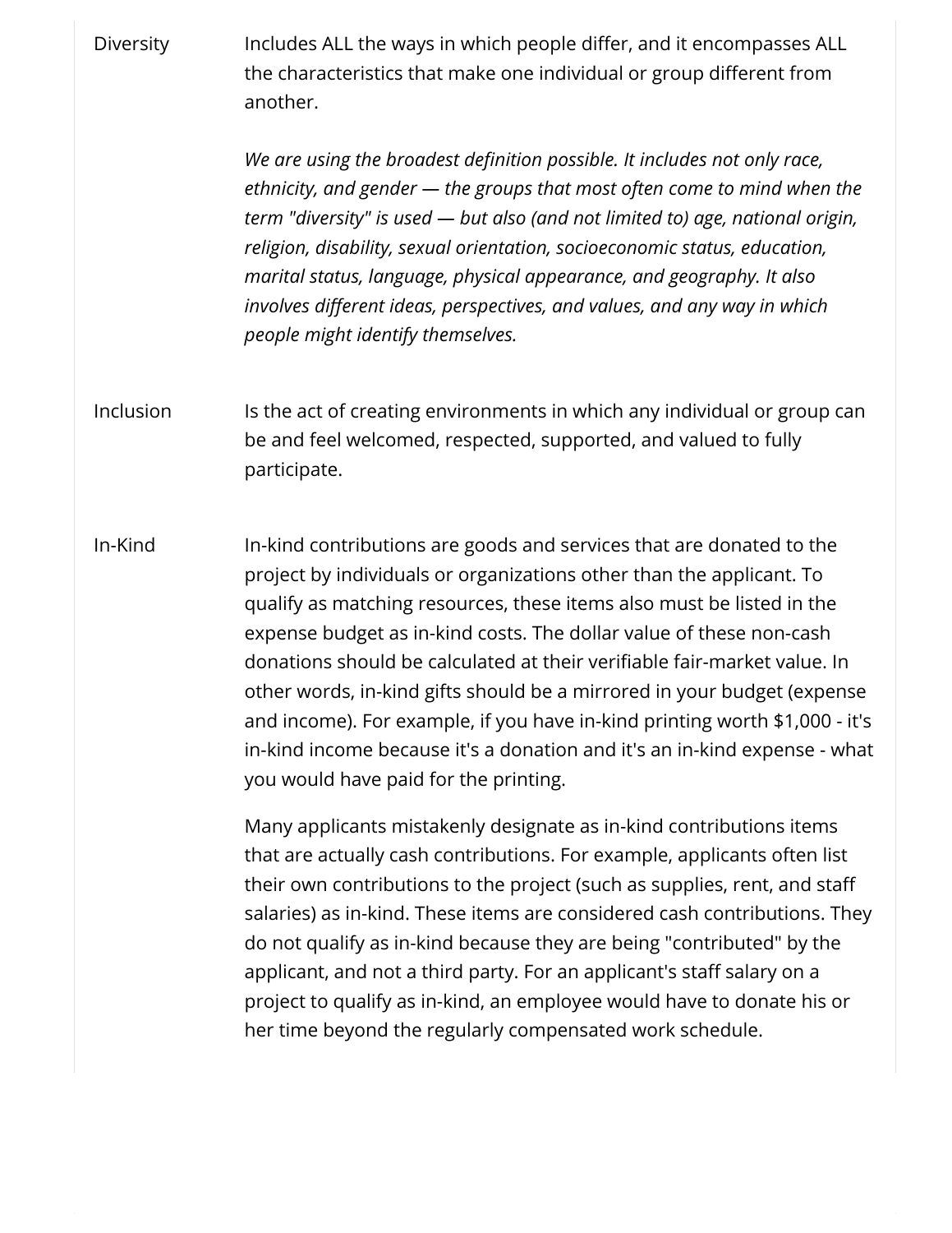| | |
|---|---|
| Diversity | Includes ALL the ways in which people differ, and it encompasses ALL the characteristics that make one individual or group different from another.<br><br>*We are using the broadest definition possible. It includes not only race, ethnicity, and gender — the groups that most often come to mind when the term "diversity" is used — but also (and not limited to) age, national origin, religion, disability, sexual orientation, socioeconomic status, education, marital status, language, physical appearance, and geography. It also involves different ideas, perspectives, and values, and any way in which people might identify themselves.* |
| Inclusion | Is the act of creating environments in which any individual or group can be and feel welcomed, respected, supported, and valued to fully participate. |
| In-Kind | In-kind contributions are goods and services that are donated to the project by individuals or organizations other than the applicant. To qualify as matching resources, these items also must be listed in the expense budget as in-kind costs. The dollar value of these non-cash donations should be calculated at their verifiable fair-market value. In other words, in-kind gifts should be a mirrored in your budget (expense and income). For example, if you have in-kind printing worth $1,000 - it's in-kind income because it's a donation and it's an in-kind expense - what you would have paid for the printing.<br><br>Many applicants mistakenly designate as in-kind contributions items that are actually cash contributions. For example, applicants often list their own contributions to the project (such as supplies, rent, and staff salaries) as in-kind. These items are considered cash contributions. They do not qualify as in-kind because they are being "contributed" by the applicant, and not a third party. For an applicant's staff salary on a project to qualify as in-kind, an employee would have to donate his or her time beyond the regularly compensated work schedule. |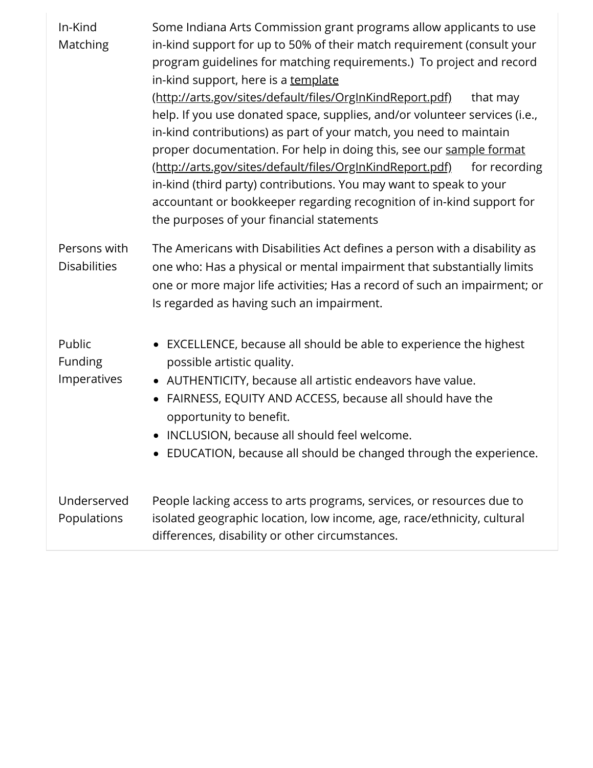| | |
|---|---|
| In-Kind Matching | Some Indiana Arts Commission grant programs allow applicants to use in-kind support for up to 50% of their match requirement (consult your program guidelines for matching requirements.) To project and record in-kind support, here is a template (http://arts.gov/sites/default/files/OrgInKindReport.pdf) that may help. If you use donated space, supplies, and/or volunteer services (i.e., in-kind contributions) as part of your match, you need to maintain proper documentation. For help in doing this, see our sample format (http://arts.gov/sites/default/files/OrgInKindReport.pdf) for recording in-kind (third party) contributions. You may want to speak to your accountant or bookkeeper regarding recognition of in-kind support for the purposes of your financial statements |
| Persons with Disabilities | The Americans with Disabilities Act defines a person with a disability as one who: Has a physical or mental impairment that substantially limits one or more major life activities; Has a record of such an impairment; or Is regarded as having such an impairment. |
| Public Funding Imperatives | • EXCELLENCE, because all should be able to experience the highest possible artistic quality.<br>• AUTHENTICITY, because all artistic endeavors have value.<br>• FAIRNESS, EQUITY AND ACCESS, because all should have the opportunity to benefit.<br>• INCLUSION, because all should feel welcome.<br>• EDUCATION, because all should be changed through the experience. |
| Underserved Populations | People lacking access to arts programs, services, or resources due to isolated geographic location, low income, age, race/ethnicity, cultural differences, disability or other circumstances. |